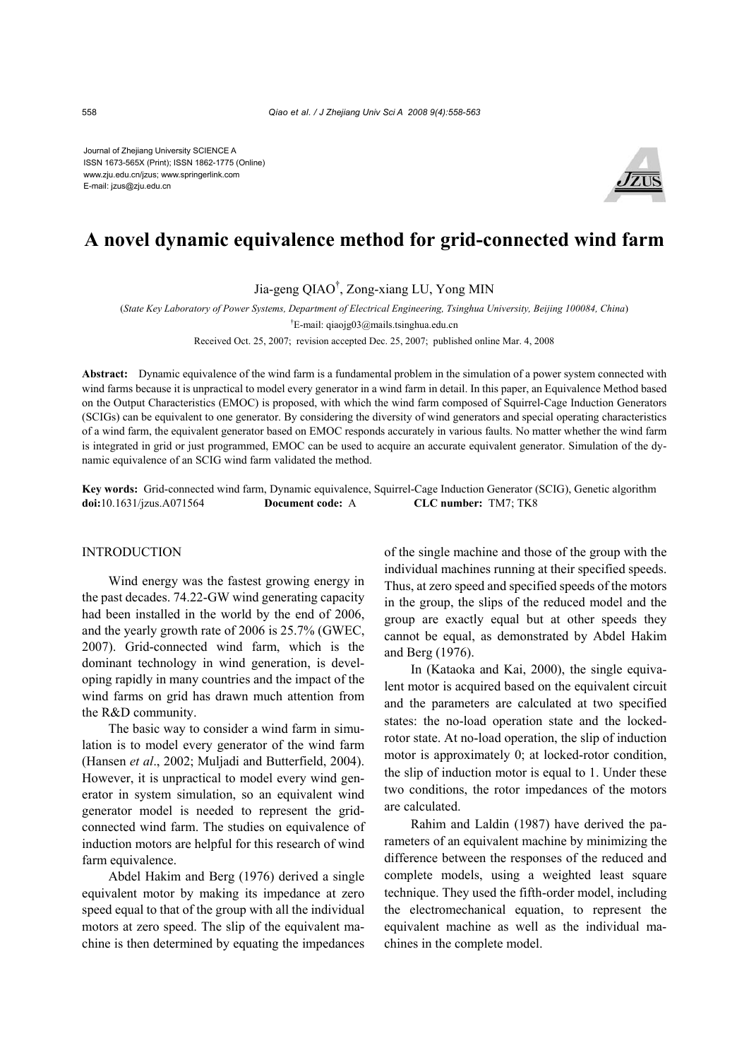Journal of Zhejiang University SCIENCE A
ISSN 1673-565X (Print); ISSN 1862-1775 (Online)
www.zju.edu.cn/jzus; www.springerlink.com
E-mail: jzus@zju.edu.cn

# A novel dynamic equivalence method for grid-connected wind farm

Jia-geng QIAO[†], Zong-xiang LU, Yong MIN

(*State Key Laboratory of Power Systems, Department of Electrical Engineering, Tsinghua University, Beijing 100084, China*)

[†]E-mail: qiaojg03@mails.tsinghua.edu.cn

Received Oct. 25, 2007; revision accepted Dec. 25, 2007; published online Mar. 4, 2008

**Abstract:** Dynamic equivalence of the wind farm is a fundamental problem in the simulation of a power system connected with wind farms because it is unpractical to model every generator in a wind farm in detail. In this paper, an Equivalence Method based on the Output Characteristics (EMOC) is proposed, with which the wind farm composed of Squirrel-Cage Induction Generators (SCIGs) can be equivalent to one generator. By considering the diversity of wind generators and special operating characteristics of a wind farm, the equivalent generator based on EMOC responds accurately in various faults. No matter whether the wind farm is integrated in grid or just programmed, EMOC can be used to acquire an accurate equivalent generator. Simulation of the dynamic equivalence of an SCIG wind farm validated the method.

**Key words:** Grid-connected wind farm, Dynamic equivalence, Squirrel-Cage Induction Generator (SCIG), Genetic algorithm
**doi:**10.1631/jzus.A071564 **Document code:** A **CLC number:** TM7; TK8

## INTRODUCTION

Wind energy was the fastest growing energy in the past decades. 74.22-GW wind generating capacity had been installed in the world by the end of 2006, and the yearly growth rate of 2006 is 25.7% (GWEC, 2007). Grid-connected wind farm, which is the dominant technology in wind generation, is developing rapidly in many countries and the impact of the wind farms on grid has drawn much attention from the R&D community.

The basic way to consider a wind farm in simulation is to model every generator of the wind farm (Hansen *et al*., 2002; Muljadi and Butterfield, 2004). However, it is unpractical to model every wind generator in system simulation, so an equivalent wind generator model is needed to represent the grid-connected wind farm. The studies on equivalence of induction motors are helpful for this research of wind farm equivalence.

Abdel Hakim and Berg (1976) derived a single equivalent motor by making its impedance at zero speed equal to that of the group with all the individual motors at zero speed. The slip of the equivalent machine is then determined by equating the impedances of the single machine and those of the group with the individual machines running at their specified speeds. Thus, at zero speed and specified speeds of the motors in the group, the slips of the reduced model and the group are exactly equal but at other speeds they cannot be equal, as demonstrated by Abdel Hakim and Berg (1976).

In (Kataoka and Kai, 2000), the single equivalent motor is acquired based on the equivalent circuit and the parameters are calculated at two specified states: the no-load operation state and the locked-rotor state. At no-load operation, the slip of induction motor is approximately 0; at locked-rotor condition, the slip of induction motor is equal to 1. Under these two conditions, the rotor impedances of the motors are calculated.

Rahim and Laldin (1987) have derived the parameters of an equivalent machine by minimizing the difference between the responses of the reduced and complete models, using a weighted least square technique. They used the fifth-order model, including the electromechanical equation, to represent the equivalent machine as well as the individual machines in the complete model.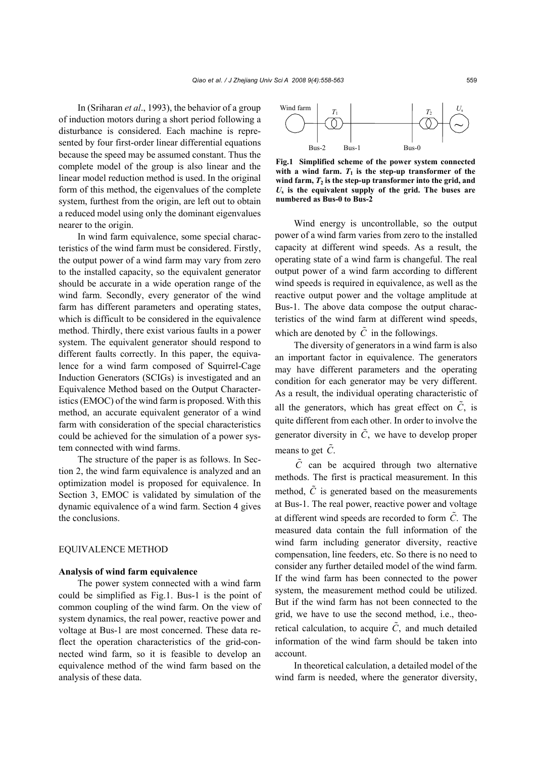In (Sriharan *et al*., 1993), the behavior of a group of induction motors during a short period following a disturbance is considered. Each machine is represented by four first-order linear differential equations because the speed may be assumed constant. Thus the complete model of the group is also linear and the linear model reduction method is used. In the original form of this method, the eigenvalues of the complete system, furthest from the origin, are left out to obtain a reduced model using only the dominant eigenvalues nearer to the origin.

In wind farm equivalence, some special characteristics of the wind farm must be considered. Firstly, the output power of a wind farm may vary from zero to the installed capacity, so the equivalent generator should be accurate in a wide operation range of the wind farm. Secondly, every generator of the wind farm has different parameters and operating states, which is difficult to be considered in the equivalence method. Thirdly, there exist various faults in a power system. The equivalent generator should respond to different faults correctly. In this paper, the equivalence for a wind farm composed of Squirrel-Cage Induction Generators (SCIGs) is investigated and an Equivalence Method based on the Output Characteristics (EMOC) of the wind farm is proposed. With this method, an accurate equivalent generator of a wind farm with consideration of the special characteristics could be achieved for the simulation of a power system connected with wind farms.

The structure of the paper is as follows. In Section 2, the wind farm equivalence is analyzed and an optimization model is proposed for equivalence. In Section 3, EMOC is validated by simulation of the dynamic equivalence of a wind farm. Section 4 gives the conclusions.

## EQUIVALENCE METHOD

### Analysis of wind farm equivalence

The power system connected with a wind farm could be simplified as Fig.1. Bus-1 is the point of common coupling of the wind farm. On the view of system dynamics, the real power, reactive power and voltage at Bus-1 are most concerned. These data reflect the operation characteristics of the grid-connected wind farm, so it is feasible to develop an equivalence method of the wind farm based on the analysis of these data.

**Fig.1 Simplified scheme of the power system connected with a wind farm. $T_1$ is the step-up transformer of the wind farm, $T_2$ is the step-up transformer into the grid, and $U_s$ is the equivalent supply of the grid. The buses are numbered as Bus-0 to Bus-2**

Wind energy is uncontrollable, so the output power of a wind farm varies from zero to the installed capacity at different wind speeds. As a result, the operating state of a wind farm is changeful. The real output power of a wind farm according to different wind speeds is required in equivalence, as well as the reactive output power and the voltage amplitude at Bus-1. The above data compose the output characteristics of the wind farm at different wind speeds, which are denoted by $\tilde{C}$ in the followings.

The diversity of generators in a wind farm is also an important factor in equivalence. The generators may have different parameters and the operating condition for each generator may be very different. As a result, the individual operating characteristic of all the generators, which has great effect on $\tilde{C}$, is quite different from each other. In order to involve the generator diversity in $\tilde{C}$, we have to develop proper means to get $\tilde{C}$.

$\tilde{C}$ can be acquired through two alternative methods. The first is practical measurement. In this method, $\tilde{C}$ is generated based on the measurements at Bus-1. The real power, reactive power and voltage at different wind speeds are recorded to form $\tilde{C}$. The measured data contain the full information of the wind farm including generator diversity, reactive compensation, line feeders, etc. So there is no need to consider any further detailed model of the wind farm. If the wind farm has been connected to the power system, the measurement method could be utilized. But if the wind farm has not been connected to the grid, we have to use the second method, i.e., theoretical calculation, to acquire $\tilde{C}$, and much detailed information of the wind farm should be taken into account.

In theoretical calculation, a detailed model of the wind farm is needed, where the generator diversity,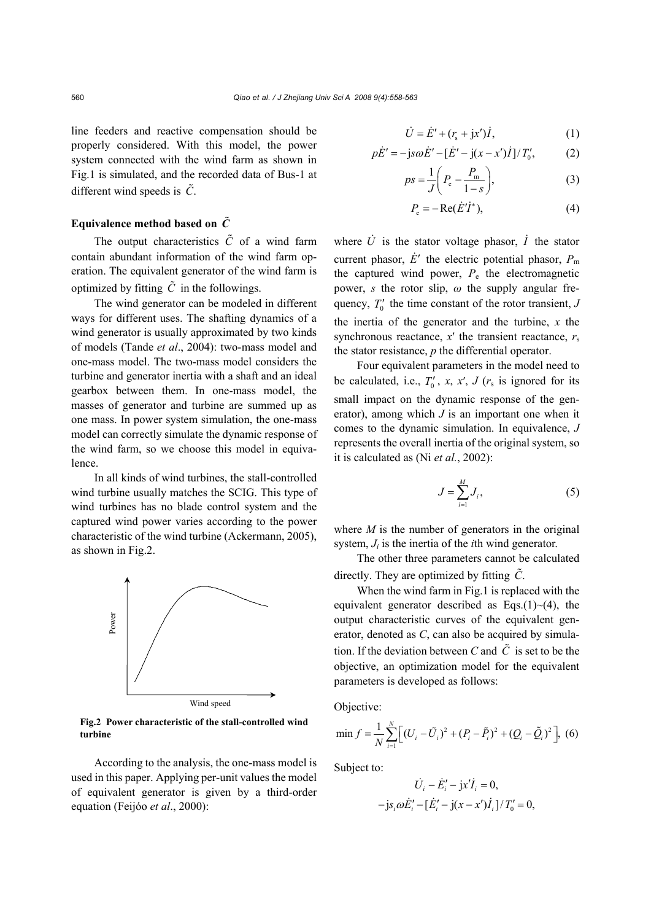line feeders and reactive compensation should be properly considered. With this model, the power system connected with the wind farm as shown in Fig.1 is simulated, and the recorded data of Bus-1 at different wind speeds is $\tilde{C}$.

### Equivalence method based on $\tilde{C}$

The output characteristics $\tilde{C}$ of a wind farm contain abundant information of the wind farm operation. The equivalent generator of the wind farm is optimized by fitting $\tilde{C}$ in the followings.

The wind generator can be modeled in different ways for different uses. The shafting dynamics of a wind generator is usually approximated by two kinds of models (Tande *et al*., 2004): two-mass model and one-mass model. The two-mass model considers the turbine and generator inertia with a shaft and an ideal gearbox between them. In one-mass model, the masses of generator and turbine are summed up as one mass. In power system simulation, the one-mass model can correctly simulate the dynamic response of the wind farm, so we choose this model in equivalence.

In all kinds of wind turbines, the stall-controlled wind turbine usually matches the SCIG. This type of wind turbines has no blade control system and the captured wind power varies according to the power characteristic of the wind turbine (Ackermann, 2005), as shown in Fig.2.

**Fig.2 Power characteristic of the stall-controlled wind turbine**

According to the analysis, the one-mass model is used in this paper. Applying per-unit values the model of equivalent generator is given by a third-order equation (Feijóo *et al*., 2000):

$$\dot{U} = \dot{E}' + (r_{\mathrm{s}} + \mathrm{j}x')\dot{I}, \tag{1}$$

$$p\dot{E}' = -\mathrm{j}s\omega\dot{E}' - [\dot{E}' - \mathrm{j}(x - x')\dot{I}]/T_0', \tag{2}$$

$$ps = \frac{1}{J}\left(P_{\mathrm{e}} - \frac{P_{\mathrm{m}}}{1-s}\right), \tag{3}$$

$$P_{\mathrm{e}} = -\mathrm{Re}(\dot{E}'\dot{I}^*), \tag{4}$$

where $\dot{U}$ is the stator voltage phasor, $\dot{I}$ the stator current phasor, $\dot{E}'$ the electric potential phasor, $P_{\mathrm{m}}$ the captured wind power, $P_{\mathrm{e}}$ the electromagnetic power, $s$ the rotor slip, $\omega$ the supply angular frequency, $T_0'$ the time constant of the rotor transient, $J$ the inertia of the generator and the turbine, $x$ the synchronous reactance, $x'$ the transient reactance, $r_{\mathrm{s}}$ the stator resistance, $p$ the differential operator.

Four equivalent parameters in the model need to be calculated, i.e., $T_0'$, $x$, $x'$, $J$ ($r_{\mathrm{s}}$ is ignored for its small impact on the dynamic response of the generator), among which $J$ is an important one when it comes to the dynamic simulation. In equivalence, $J$ represents the overall inertia of the original system, so it is calculated as (Ni *et al.*, 2002):

$$J = \sum_{i=1}^{M} J_i, \tag{5}$$

where $M$ is the number of generators in the original system, $J_i$ is the inertia of the $i$th wind generator.

The other three parameters cannot be calculated directly. They are optimized by fitting $\tilde{C}$.

When the wind farm in Fig.1 is replaced with the equivalent generator described as Eqs.(1)~(4), the output characteristic curves of the equivalent generator, denoted as $C$, can also be acquired by simulation. If the deviation between $C$ and $\tilde{C}$ is set to be the objective, an optimization model for the equivalent parameters is developed as follows:

Objective:

$$\min f = \frac{1}{N}\sum_{i=1}^{N}\left[(U_i - \tilde{U}_i)^2 + (P_i - \tilde{P}_i)^2 + (Q_i - \tilde{Q}_i)^2\right], \tag{6}$$

Subject to:

$$\dot{U}_i - \dot{E}_i' - \mathrm{j}x'\dot{I}_i = 0,$$

$$-\mathrm{j}s_i\omega\dot{E}_i' - [\dot{E}_i' - \mathrm{j}(x - x')\dot{I}_i]/T_0' = 0,$$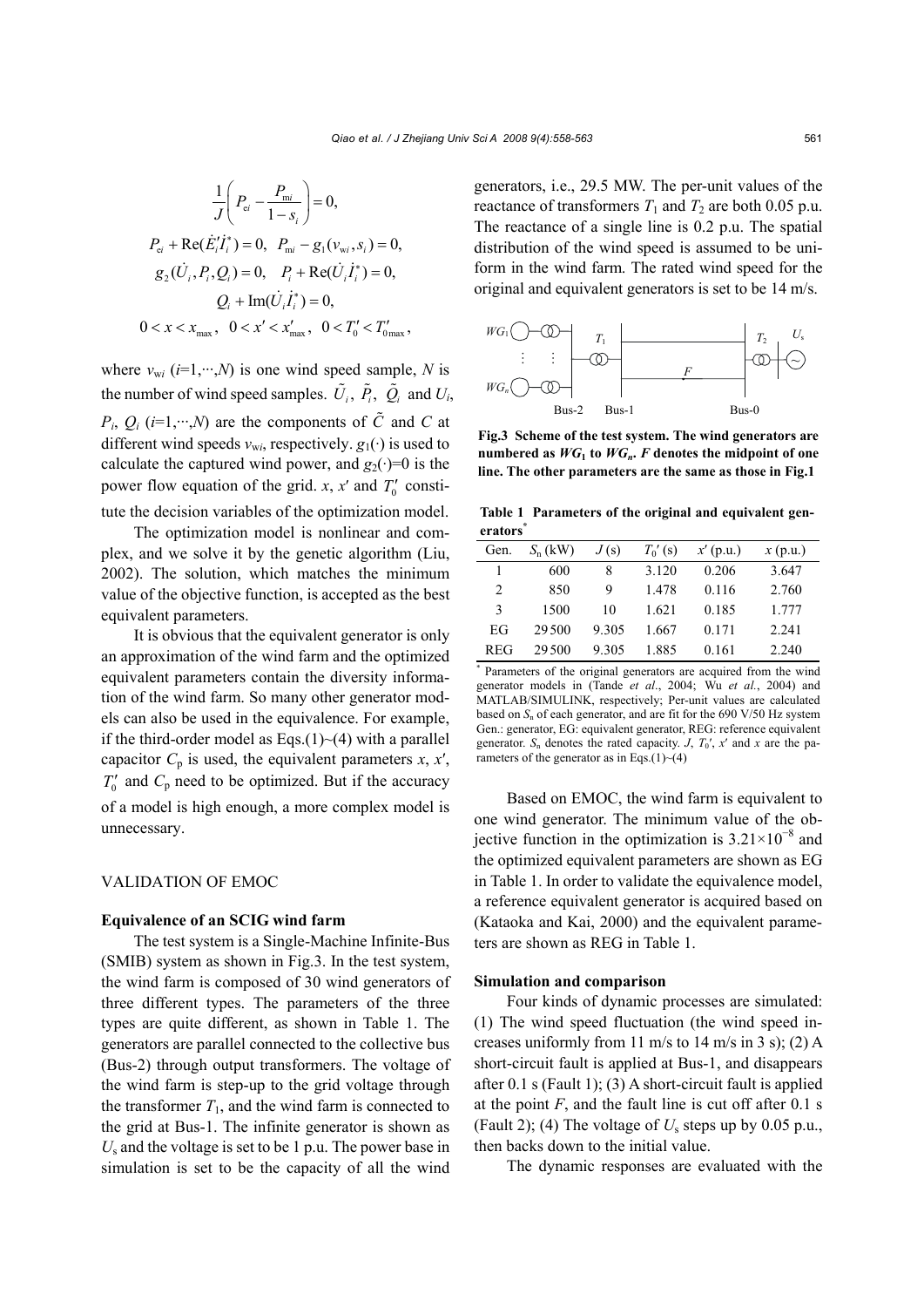$$\frac{1}{J}\left(P_{ei}-\frac{P_{mi}}{1-s_i}\right)=0,$$

$$P_{ei}+\text{Re}(\dot{E}_i'\dot{I}_i^*)=0,\quad P_{mi}-g_1(v_{wi},s_i)=0,$$

$$g_2(\dot{U}_i,P_i,Q_i)=0,\quad P_i+\text{Re}(\dot{U}_i\dot{I}_i^*)=0,$$

$$Q_i+\text{Im}(\dot{U}_i\dot{I}_i^*)=0,$$

$$0<x<x_{\max},\quad 0<x'<x'_{\max},\quad 0<T_0'<T'_{0\max},$$

where $v_{wi}$ ($i$=1,⋯,$N$) is one wind speed sample, $N$ is the number of wind speed samples. $\tilde{U}_i$, $\tilde{P}_i$, $\tilde{Q}_i$ and $U_i$, $P_i$, $Q_i$ ($i$=1,⋯,$N$) are the components of $\tilde{C}$ and $C$ at different wind speeds $v_{wi}$, respectively. $g_1(\cdot)$ is used to calculate the captured wind power, and $g_2(\cdot)$=0 is the power flow equation of the grid. $x$, $x'$ and $T_0'$ constitute the decision variables of the optimization model.

The optimization model is nonlinear and complex, and we solve it by the genetic algorithm (Liu, 2002). The solution, which matches the minimum value of the objective function, is accepted as the best equivalent parameters.

It is obvious that the equivalent generator is only an approximation of the wind farm and the optimized equivalent parameters contain the diversity information of the wind farm. So many other generator models can also be used in the equivalence. For example, if the third-order model as Eqs.(1)~(4) with a parallel capacitor $C_p$ is used, the equivalent parameters $x$, $x'$, $T_0'$ and $C_p$ need to be optimized. But if the accuracy of a model is high enough, a more complex model is unnecessary.

## VALIDATION OF EMOC

### Equivalence of an SCIG wind farm

The test system is a Single-Machine Infinite-Bus (SMIB) system as shown in Fig.3. In the test system, the wind farm is composed of 30 wind generators of three different types. The parameters of the three types are quite different, as shown in Table 1. The generators are parallel connected to the collective bus (Bus-2) through output transformers. The voltage of the wind farm is step-up to the grid voltage through the transformer $T_1$, and the wind farm is connected to the grid at Bus-1. The infinite generator is shown as $U_s$ and the voltage is set to be 1 p.u. The power base in simulation is set to be the capacity of all the wind generators, i.e., 29.5 MW. The per-unit values of the reactance of transformers $T_1$ and $T_2$ are both 0.05 p.u. The reactance of a single line is 0.2 p.u. The spatial distribution of the wind speed is assumed to be uniform in the wind farm. The rated wind speed for the original and equivalent generators is set to be 14 m/s.

**Fig.3 Scheme of the test system. The wind generators are numbered as $WG_1$ to $WG_n$. $F$ denotes the midpoint of one line. The other parameters are the same as those in Fig.1**

**Table 1 Parameters of the original and equivalent generators***

| Gen. | $S_n$ (kW) | $J$ (s) | $T_0'$ (s) | $x'$ (p.u.) | $x$ (p.u.) |
|---|---|---|---|---|---|
| 1 | 600 | 8 | 3.120 | 0.206 | 3.647 |
| 2 | 850 | 9 | 1.478 | 0.116 | 2.760 |
| 3 | 1500 | 10 | 1.621 | 0.185 | 1.777 |
| EG | 29500 | 9.305 | 1.667 | 0.171 | 2.241 |
| REG | 29500 | 9.305 | 1.885 | 0.161 | 2.240 |

* Parameters of the original generators are acquired from the wind generator models in (Tande *et al*., 2004; Wu *et al.*, 2004) and MATLAB/SIMULINK, respectively; Per-unit values are calculated based on $S_n$ of each generator, and are fit for the 690 V/50 Hz system Gen.: generator, EG: equivalent generator, REG: reference equivalent generator. $S_n$ denotes the rated capacity. $J$, $T_0'$, $x'$ and $x$ are the parameters of the generator as in Eqs.(1)~(4)

Based on EMOC, the wind farm is equivalent to one wind generator. The minimum value of the objective function in the optimization is $3.21\times10^{-8}$ and the optimized equivalent parameters are shown as EG in Table 1. In order to validate the equivalence model, a reference equivalent generator is acquired based on (Kataoka and Kai, 2000) and the equivalent parameters are shown as REG in Table 1.

### Simulation and comparison

Four kinds of dynamic processes are simulated: (1) The wind speed fluctuation (the wind speed increases uniformly from 11 m/s to 14 m/s in 3 s); (2) A short-circuit fault is applied at Bus-1, and disappears after 0.1 s (Fault 1); (3) A short-circuit fault is applied at the point $F$, and the fault line is cut off after 0.1 s (Fault 2); (4) The voltage of $U_s$ steps up by 0.05 p.u., then backs down to the initial value.

The dynamic responses are evaluated with the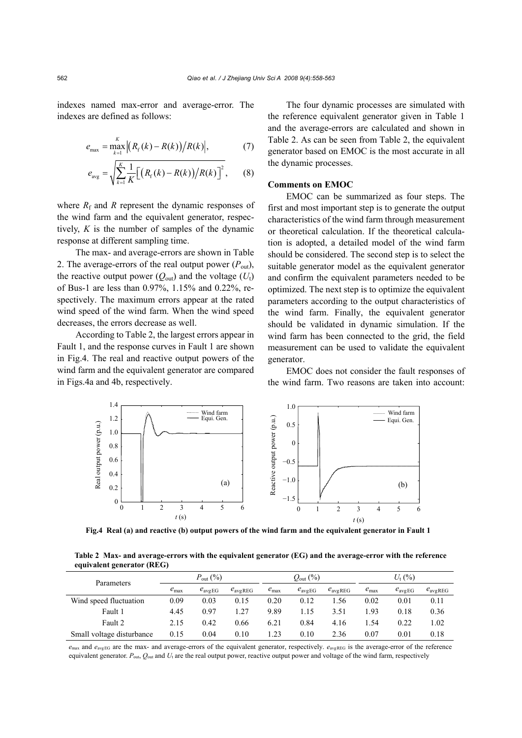indexes named max-error and average-error. The indexes are defined as follows:

$$e_{\max} = \max_{k=1}^{K} \left| \left( R_{\rm f}(k) - R(k) \right) / R(k) \right|, \tag{7}$$

$$e_{\rm avg} = \sqrt{\sum_{k=1}^{K} \frac{1}{K} \left[ \left( R_{\rm f}(k) - R(k) \right) / R(k) \right]^2}, \tag{8}$$

where $R_{\rm f}$ and $R$ represent the dynamic responses of the wind farm and the equivalent generator, respectively, $K$ is the number of samples of the dynamic response at different sampling time.

The max- and average-errors are shown in Table 2. The average-errors of the real output power ($P_{\rm out}$), the reactive output power ($Q_{\rm out}$) and the voltage ($U_{\rm t}$) of Bus-1 are less than 0.97%, 1.15% and 0.22%, respectively. The maximum errors appear at the rated wind speed of the wind farm. When the wind speed decreases, the errors decrease as well.

According to Table 2, the largest errors appear in Fault 1, and the response curves in Fault 1 are shown in Fig.4. The real and reactive output powers of the wind farm and the equivalent generator are compared in Figs.4a and 4b, respectively.

The four dynamic processes are simulated with the reference equivalent generator given in Table 1 and the average-errors are calculated and shown in Table 2. As can be seen from Table 2, the equivalent generator based on EMOC is the most accurate in all the dynamic processes.

**Comments on EMOC**

EMOC can be summarized as four steps. The first and most important step is to generate the output characteristics of the wind farm through measurement or theoretical calculation. If the theoretical calculation is adopted, a detailed model of the wind farm should be considered. The second step is to select the suitable generator model as the equivalent generator and confirm the equivalent parameters needed to be optimized. The next step is to optimize the equivalent parameters according to the output characteristics of the wind farm. Finally, the equivalent generator should be validated in dynamic simulation. If the wind farm has been connected to the grid, the field measurement can be used to validate the equivalent generator.

EMOC does not consider the fault responses of the wind farm. Two reasons are taken into account:

**Fig.4 Real (a) and reactive (b) output powers of the wind farm and the equivalent generator in Fault 1**

**Table 2 Max- and average-errors with the equivalent generator (EG) and the average-error with the reference equivalent generator (REG)**

| Parameters | $P_{\rm out}$ (%) | | | $Q_{\rm out}$ (%) | | | $U_{\rm t}$ (%) | | |
|---|---|---|---|---|---|---|---|---|---|
| | $e_{\max}$ | $e_{\rm avgEG}$ | $e_{\rm avgREG}$ | $e_{\max}$ | $e_{\rm avgEG}$ | $e_{\rm avgREG}$ | $e_{\max}$ | $e_{\rm avgEG}$ | $e_{\rm avgREG}$ |
| Wind speed fluctuation | 0.09 | 0.03 | 0.15 | 0.20 | 0.12 | 1.56 | 0.02 | 0.01 | 0.11 |
| Fault 1 | 4.45 | 0.97 | 1.27 | 9.89 | 1.15 | 3.51 | 1.93 | 0.18 | 0.36 |
| Fault 2 | 2.15 | 0.42 | 0.66 | 6.21 | 0.84 | 4.16 | 1.54 | 0.22 | 1.02 |
| Small voltage disturbance | 0.15 | 0.04 | 0.10 | 1.23 | 0.10 | 2.36 | 0.07 | 0.01 | 0.18 |

$e_{\max}$ and $e_{\rm avgEG}$ are the max- and average-errors of the equivalent generator, respectively. $e_{\rm avgREG}$ is the average-error of the reference equivalent generator. $P_{\rm out}$, $Q_{\rm out}$ and $U_{\rm t}$ are the real output power, reactive output power and voltage of the wind farm, respectively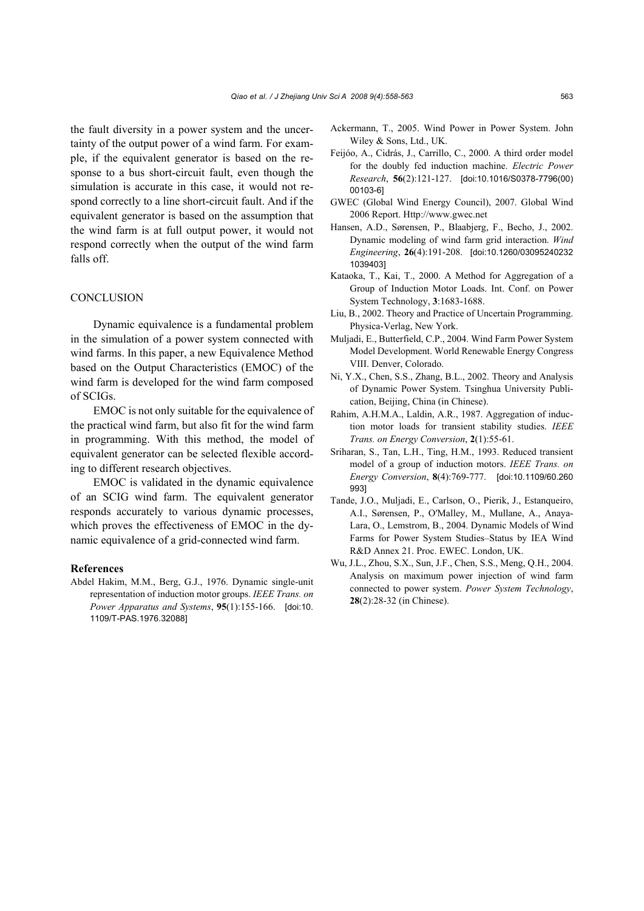the fault diversity in a power system and the uncertainty of the output power of a wind farm. For example, if the equivalent generator is based on the response to a bus short-circuit fault, even though the simulation is accurate in this case, it would not respond correctly to a line short-circuit fault. And if the equivalent generator is based on the assumption that the wind farm is at full output power, it would not respond correctly when the output of the wind farm falls off.

## CONCLUSION

Dynamic equivalence is a fundamental problem in the simulation of a power system connected with wind farms. In this paper, a new Equivalence Method based on the Output Characteristics (EMOC) of the wind farm is developed for the wind farm composed of SCIGs.

EMOC is not only suitable for the equivalence of the practical wind farm, but also fit for the wind farm in programming. With this method, the model of equivalent generator can be selected flexible according to different research objectives.

EMOC is validated in the dynamic equivalence of an SCIG wind farm. The equivalent generator responds accurately to various dynamic processes, which proves the effectiveness of EMOC in the dynamic equivalence of a grid-connected wind farm.

### References

Abdel Hakim, M.M., Berg, G.J., 1976. Dynamic single-unit representation of induction motor groups. *IEEE Trans. on Power Apparatus and Systems*, **95**(1):155-166. [doi:10.1109/T-PAS.1976.32088]

Ackermann, T., 2005. Wind Power in Power System. John Wiley & Sons, Ltd., UK.

Feijóo, A., Cidrás, J., Carrillo, C., 2000. A third order model for the doubly fed induction machine. *Electric Power Research*, **56**(2):121-127. [doi:10.1016/S0378-7796(00)00103-6]

GWEC (Global Wind Energy Council), 2007. Global Wind 2006 Report. Http://www.gwec.net

Hansen, A.D., Sørensen, P., Blaabjerg, F., Becho, J., 2002. Dynamic modeling of wind farm grid interaction. *Wind Engineering*, **26**(4):191-208. [doi:10.1260/030952402321039403]

Kataoka, T., Kai, T., 2000. A Method for Aggregation of a Group of Induction Motor Loads. Int. Conf. on Power System Technology, **3**:1683-1688.

Liu, B., 2002. Theory and Practice of Uncertain Programming. Physica-Verlag, New York.

Muljadi, E., Butterfield, C.P., 2004. Wind Farm Power System Model Development. World Renewable Energy Congress VIII. Denver, Colorado.

Ni, Y.X., Chen, S.S., Zhang, B.L., 2002. Theory and Analysis of Dynamic Power System. Tsinghua University Publication, Beijing, China (in Chinese).

Rahim, A.H.M.A., Laldin, A.R., 1987. Aggregation of induction motor loads for transient stability studies. *IEEE Trans. on Energy Conversion*, **2**(1):55-61.

Sriharan, S., Tan, L.H., Ting, H.M., 1993. Reduced transient model of a group of induction motors. *IEEE Trans. on Energy Conversion*, **8**(4):769-777. [doi:10.1109/60.260993]

Tande, J.O., Muljadi, E., Carlson, O., Pierik, J., Estanqueiro, A.I., Sørensen, P., O′Malley, M., Mullane, A., Anaya-Lara, O., Lemstrom, B., 2004. Dynamic Models of Wind Farms for Power System Studies–Status by IEA Wind R&D Annex 21. Proc. EWEC. London, UK.

Wu, J.L., Zhou, S.X., Sun, J.F., Chen, S.S., Meng, Q.H., 2004. Analysis on maximum power injection of wind farm connected to power system. *Power System Technology*, **28**(2):28-32 (in Chinese).